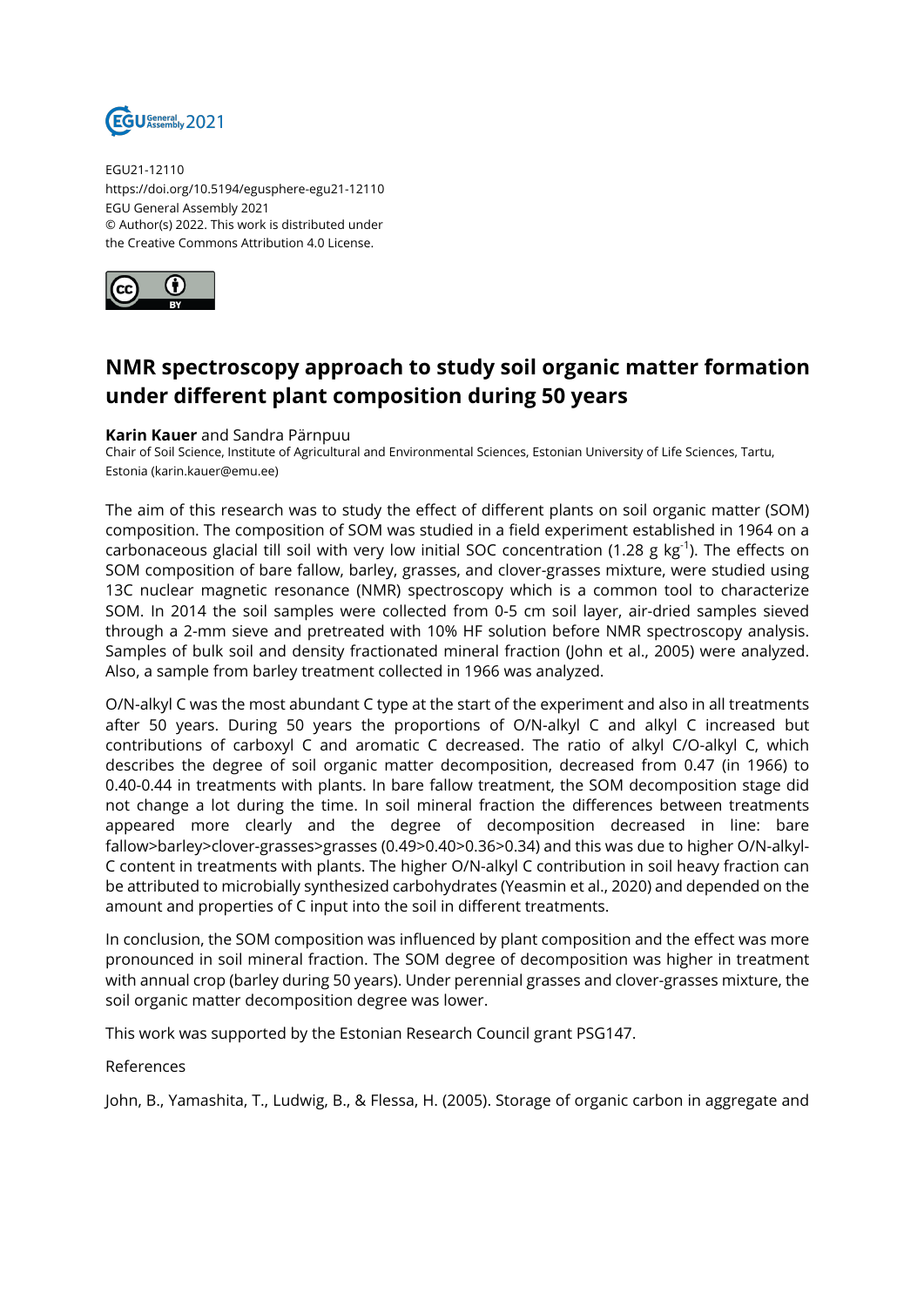EGU21-12110
https://doi.org/10.5194/egusphere-egu21-12110
EGU General Assembly 2021
© Author(s) 2022. This work is distributed under
the Creative Commons Attribution 4.0 License.

# NMR spectroscopy approach to study soil organic matter formation under different plant composition during 50 years

**Karin Kauer** and Sandra Pärnpuu
Chair of Soil Science, Institute of Agricultural and Environmental Sciences, Estonian University of Life Sciences, Tartu, Estonia (karin.kauer@emu.ee)

The aim of this research was to study the effect of different plants on soil organic matter (SOM) composition. The composition of SOM was studied in a field experiment established in 1964 on a carbonaceous glacial till soil with very low initial SOC concentration (1.28 g $kg^{-1}$). The effects on SOM composition of bare fallow, barley, grasses, and clover-grasses mixture, were studied using 13C nuclear magnetic resonance (NMR) spectroscopy which is a common tool to characterize SOM. In 2014 the soil samples were collected from 0-5 cm soil layer, air-dried samples sieved through a 2-mm sieve and pretreated with 10% HF solution before NMR spectroscopy analysis. Samples of bulk soil and density fractionated mineral fraction (John et al., 2005) were analyzed. Also, a sample from barley treatment collected in 1966 was analyzed.

O/N-alkyl C was the most abundant C type at the start of the experiment and also in all treatments after 50 years. During 50 years the proportions of O/N-alkyl C and alkyl C increased but contributions of carboxyl C and aromatic C decreased. The ratio of alkyl C/O-alkyl C, which describes the degree of soil organic matter decomposition, decreased from 0.47 (in 1966) to 0.40-0.44 in treatments with plants. In bare fallow treatment, the SOM decomposition stage did not change a lot during the time. In soil mineral fraction the differences between treatments appeared more clearly and the degree of decomposition decreased in line: bare fallow>barley>clover-grasses>grasses (0.49>0.40>0.36>0.34) and this was due to higher O/N-alkyl-C content in treatments with plants. The higher O/N-alkyl C contribution in soil heavy fraction can be attributed to microbially synthesized carbohydrates (Yeasmin et al., 2020) and depended on the amount and properties of C input into the soil in different treatments.

In conclusion, the SOM composition was influenced by plant composition and the effect was more pronounced in soil mineral fraction. The SOM degree of decomposition was higher in treatment with annual crop (barley during 50 years). Under perennial grasses and clover-grasses mixture, the soil organic matter decomposition degree was lower.

This work was supported by the Estonian Research Council grant PSG147.

References

John, B., Yamashita, T., Ludwig, B., & Flessa, H. (2005). Storage of organic carbon in aggregate and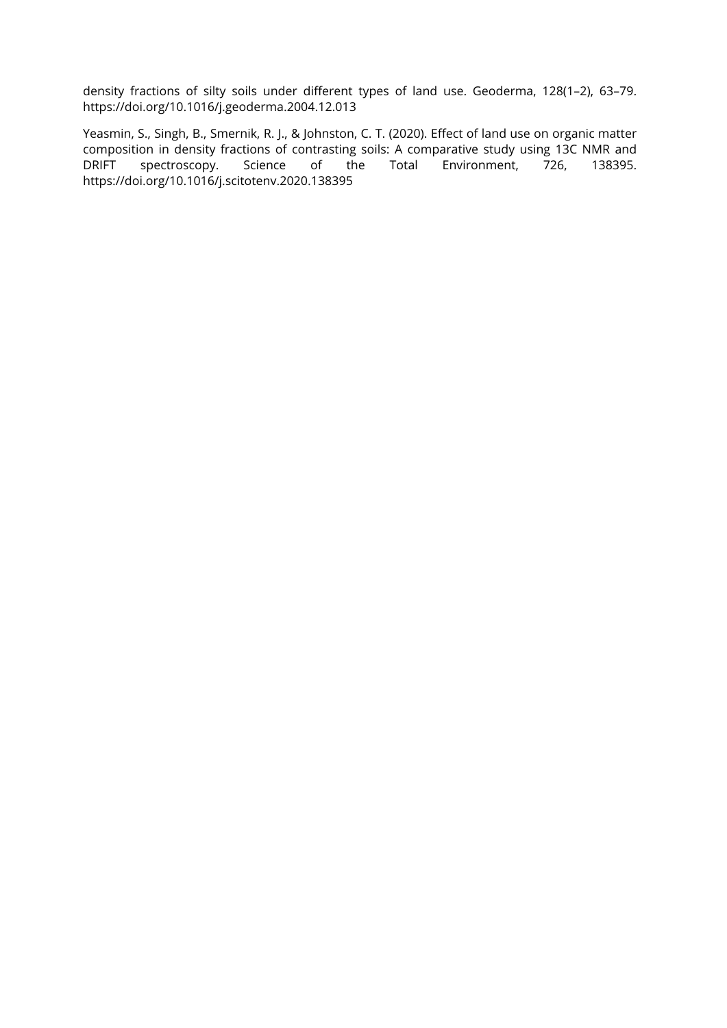density fractions of silty soils under different types of land use. Geoderma, 128(1–2), 63–79. https://doi.org/10.1016/j.geoderma.2004.12.013

Yeasmin, S., Singh, B., Smernik, R. J., & Johnston, C. T. (2020). Effect of land use on organic matter composition in density fractions of contrasting soils: A comparative study using 13C NMR and DRIFT spectroscopy. Science of the Total Environment, 726, 138395. https://doi.org/10.1016/j.scitotenv.2020.138395